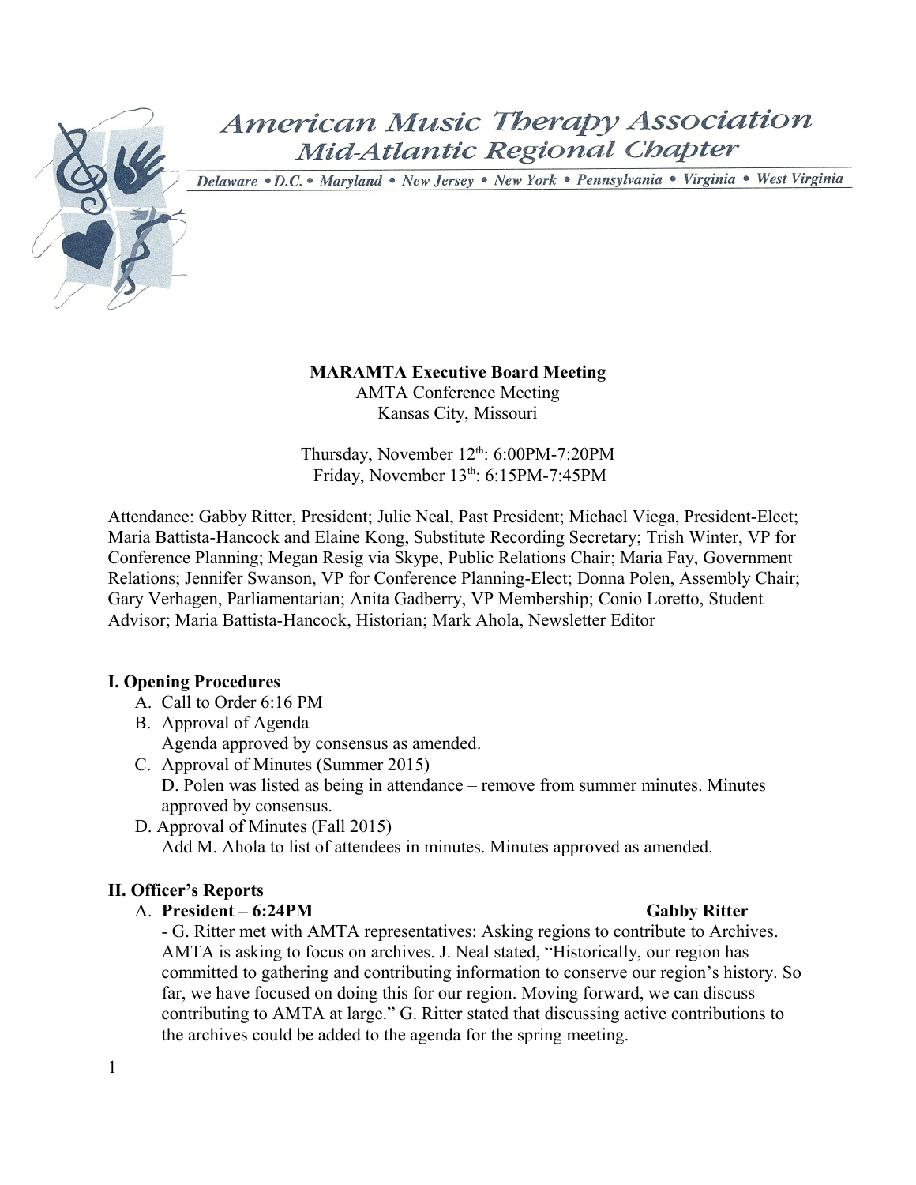American Music Therapy Association
Mid-Atlantic Regional Chapter

Delaware • D.C. • Maryland • New Jersey • New York • Pennsylvania • Virginia • West Virginia

**MARAMTA Executive Board Meeting**
AMTA Conference Meeting
Kansas City, Missouri

Thursday, November 12th: 6:00PM-7:20PM
Friday, November 13th: 6:15PM-7:45PM

Attendance: Gabby Ritter, President; Julie Neal, Past President; Michael Viega, President-Elect; Maria Battista-Hancock and Elaine Kong, Substitute Recording Secretary; Trish Winter, VP for Conference Planning; Megan Resig via Skype, Public Relations Chair; Maria Fay, Government Relations; Jennifer Swanson, VP for Conference Planning-Elect; Donna Polen, Assembly Chair; Gary Verhagen, Parliamentarian; Anita Gadberry, VP Membership; Conio Loretto, Student Advisor; Maria Battista-Hancock, Historian; Mark Ahola, Newsletter Editor

## I. Opening Procedures

A. Call to Order 6:16 PM

B. Approval of Agenda
Agenda approved by consensus as amended.

C. Approval of Minutes (Summer 2015)
D. Polen was listed as being in attendance – remove from summer minutes. Minutes approved by consensus.

D. Approval of Minutes (Fall 2015)
Add M. Ahola to list of attendees in minutes. Minutes approved as amended.

## II. Officer's Reports

A. **President – 6:24PM** **Gabby Ritter**

- G. Ritter met with AMTA representatives: Asking regions to contribute to Archives. AMTA is asking to focus on archives. J. Neal stated, "Historically, our region has committed to gathering and contributing information to conserve our region's history. So far, we have focused on doing this for our region. Moving forward, we can discuss contributing to AMTA at large." G. Ritter stated that discussing active contributions to the archives could be added to the agenda for the spring meeting.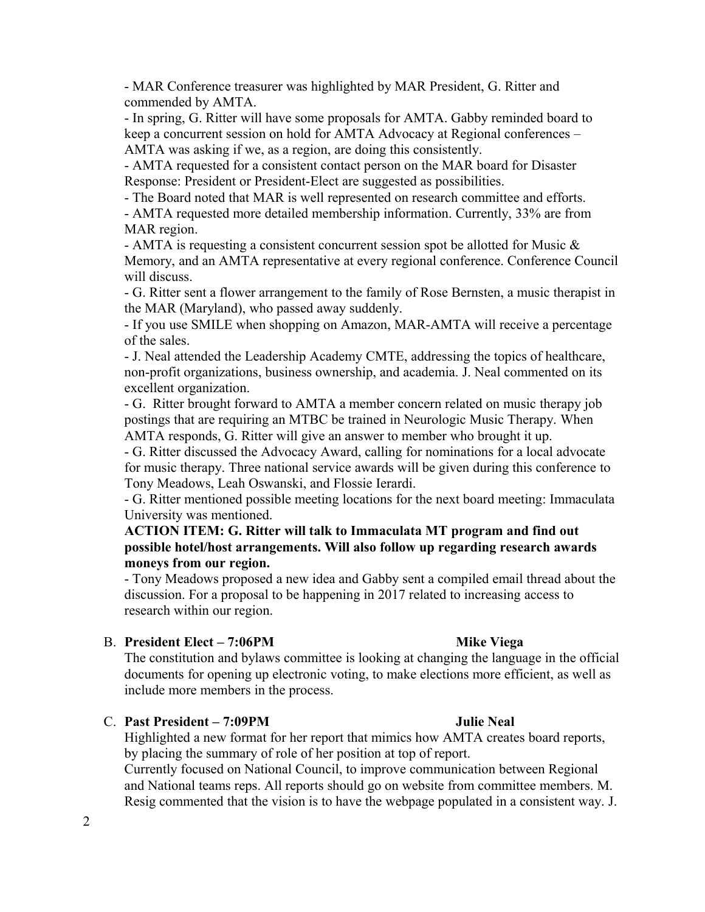- MAR Conference treasurer was highlighted by MAR President, G. Ritter and commended by AMTA.
- In spring, G. Ritter will have some proposals for AMTA. Gabby reminded board to keep a concurrent session on hold for AMTA Advocacy at Regional conferences – AMTA was asking if we, as a region, are doing this consistently.
- AMTA requested for a consistent contact person on the MAR board for Disaster Response: President or President-Elect are suggested as possibilities.
- The Board noted that MAR is well represented on research committee and efforts.
- AMTA requested more detailed membership information. Currently, 33% are from MAR region.
- AMTA is requesting a consistent concurrent session spot be allotted for Music & Memory, and an AMTA representative at every regional conference. Conference Council will discuss.
- G. Ritter sent a flower arrangement to the family of Rose Bernsten, a music therapist in the MAR (Maryland), who passed away suddenly.
- If you use SMILE when shopping on Amazon, MAR-AMTA will receive a percentage of the sales.
- J. Neal attended the Leadership Academy CMTE, addressing the topics of healthcare, non-profit organizations, business ownership, and academia. J. Neal commented on its excellent organization.
- G. Ritter brought forward to AMTA a member concern related on music therapy job postings that are requiring an MTBC be trained in Neurologic Music Therapy. When AMTA responds, G. Ritter will give an answer to member who brought it up.
- G. Ritter discussed the Advocacy Award, calling for nominations for a local advocate for music therapy. Three national service awards will be given during this conference to Tony Meadows, Leah Oswanski, and Flossie Ierardi.
- G. Ritter mentioned possible meeting locations for the next board meeting: Immaculata University was mentioned.

**ACTION ITEM: G. Ritter will talk to Immaculata MT program and find out possible hotel/host arrangements. Will also follow up regarding research awards moneys from our region.**

- Tony Meadows proposed a new idea and Gabby sent a compiled email thread about the discussion. For a proposal to be happening in 2017 related to increasing access to research within our region.

B. **President Elect – 7:06PM** **Mike Viega**

The constitution and bylaws committee is looking at changing the language in the official documents for opening up electronic voting, to make elections more efficient, as well as include more members in the process.

C. **Past President – 7:09PM** **Julie Neal**

Highlighted a new format for her report that mimics how AMTA creates board reports, by placing the summary of role of her position at top of report.

Currently focused on National Council, to improve communication between Regional and National teams reps. All reports should go on website from committee members. M. Resig commented that the vision is to have the webpage populated in a consistent way. J.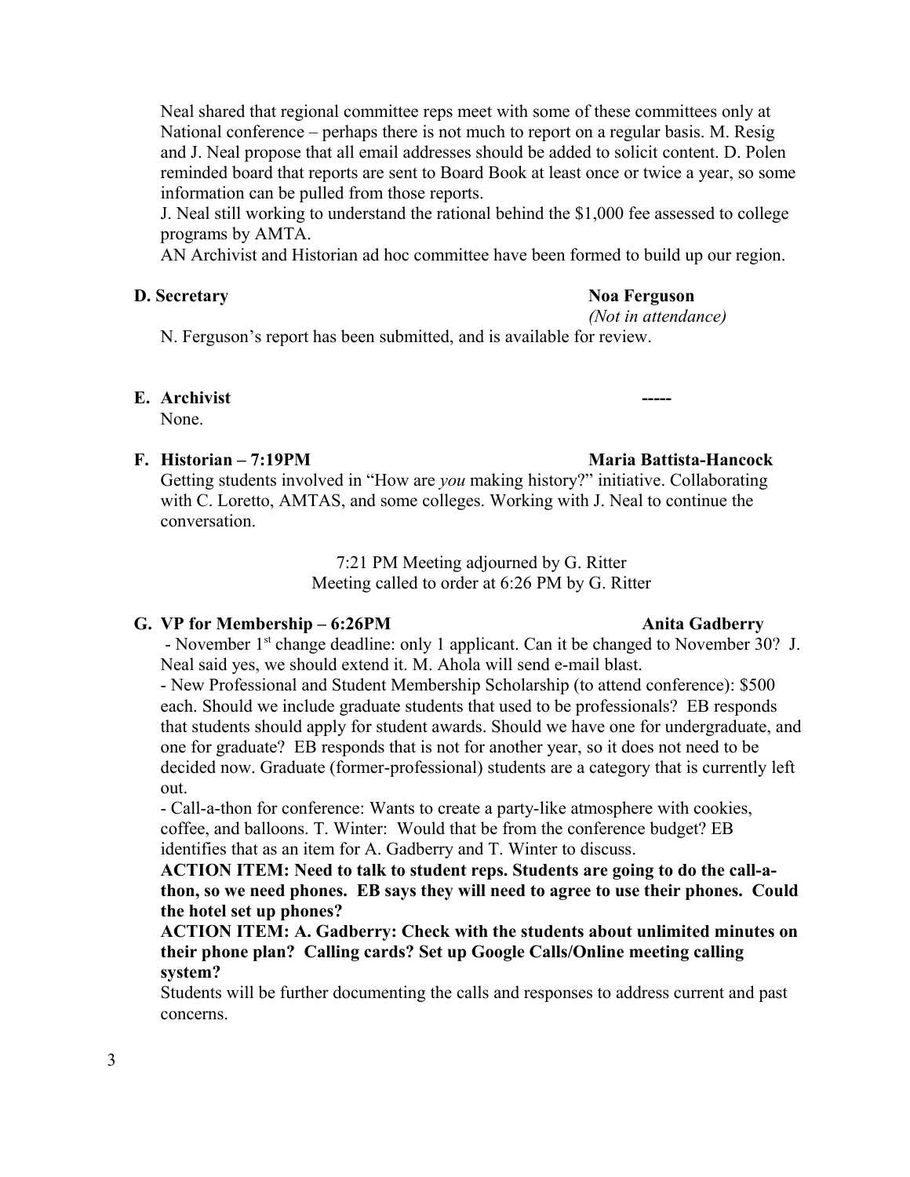Neal shared that regional committee reps meet with some of these committees only at National conference – perhaps there is not much to report on a regular basis. M. Resig and J. Neal propose that all email addresses should be added to solicit content. D. Polen reminded board that reports are sent to Board Book at least once or twice a year, so some information can be pulled from those reports.

J. Neal still working to understand the rational behind the $1,000 fee assessed to college programs by AMTA.

AN Archivist and Historian ad hoc committee have been formed to build up our region.

**D. Secretary** **Noa Ferguson**
*(Not in attendance)*

N. Ferguson's report has been submitted, and is available for review.

**E. Archivist** **-----**

None.

**F. Historian – 7:19PM** **Maria Battista-Hancock**

Getting students involved in "How are *you* making history?" initiative. Collaborating with C. Loretto, AMTAS, and some colleges. Working with J. Neal to continue the conversation.

7:21 PM Meeting adjourned by G. Ritter
Meeting called to order at 6:26 PM by G. Ritter

**G. VP for Membership – 6:26PM** **Anita Gadberry**

- November 1st change deadline: only 1 applicant. Can it be changed to November 30? J. Neal said yes, we should extend it. M. Ahola will send e-mail blast.
- New Professional and Student Membership Scholarship (to attend conference): $500 each. Should we include graduate students that used to be professionals? EB responds that students should apply for student awards. Should we have one for undergraduate, and one for graduate? EB responds that is not for another year, so it does not need to be decided now. Graduate (former-professional) students are a category that is currently left out.
- Call-a-thon for conference: Wants to create a party-like atmosphere with cookies, coffee, and balloons. T. Winter: Would that be from the conference budget? EB identifies that as an item for A. Gadberry and T. Winter to discuss.

**ACTION ITEM: Need to talk to student reps. Students are going to do the call-a-thon, so we need phones. EB says they will need to agree to use their phones. Could the hotel set up phones?**

**ACTION ITEM: A. Gadberry: Check with the students about unlimited minutes on their phone plan? Calling cards? Set up Google Calls/Online meeting calling system?**

Students will be further documenting the calls and responses to address current and past concerns.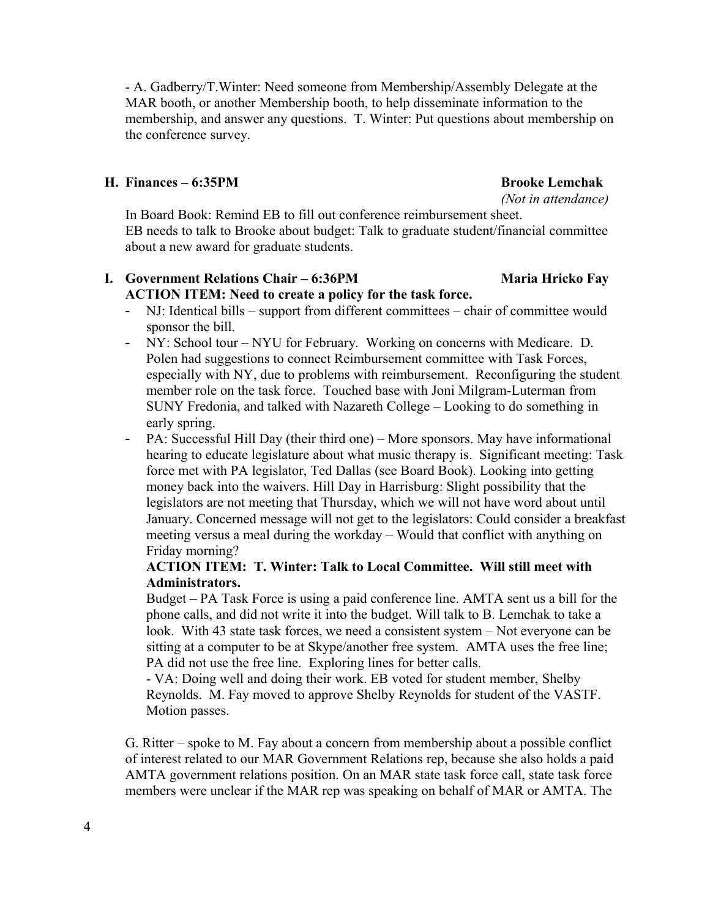- A. Gadberry/T.Winter: Need someone from Membership/Assembly Delegate at the MAR booth, or another Membership booth, to help disseminate information to the membership, and answer any questions. T. Winter: Put questions about membership on the conference survey.

**H. Finances – 6:35PM** **Brooke Lemchak**
*(Not in attendance)*

In Board Book: Remind EB to fill out conference reimbursement sheet.
EB needs to talk to Brooke about budget: Talk to graduate student/financial committee about a new award for graduate students.

**I. Government Relations Chair – 6:36PM** **Maria Hricko Fay**

**ACTION ITEM: Need to create a policy for the task force.**

- NJ: Identical bills – support from different committees – chair of committee would sponsor the bill.
- NY: School tour – NYU for February. Working on concerns with Medicare. D. Polen had suggestions to connect Reimbursement committee with Task Forces, especially with NY, due to problems with reimbursement. Reconfiguring the student member role on the task force. Touched base with Joni Milgram-Luterman from SUNY Fredonia, and talked with Nazareth College – Looking to do something in early spring.
- PA: Successful Hill Day (their third one) – More sponsors. May have informational hearing to educate legislature about what music therapy is. Significant meeting: Task force met with PA legislator, Ted Dallas (see Board Book). Looking into getting money back into the waivers. Hill Day in Harrisburg: Slight possibility that the legislators are not meeting that Thursday, which we will not have word about until January. Concerned message will not get to the legislators: Could consider a breakfast meeting versus a meal during the workday – Would that conflict with anything on Friday morning?

  **ACTION ITEM: T. Winter: Talk to Local Committee. Will still meet with Administrators.**

  Budget – PA Task Force is using a paid conference line. AMTA sent us a bill for the phone calls, and did not write it into the budget. Will talk to B. Lemchak to take a look. With 43 state task forces, we need a consistent system – Not everyone can be sitting at a computer to be at Skype/another free system. AMTA uses the free line; PA did not use the free line. Exploring lines for better calls.

  - VA: Doing well and doing their work. EB voted for student member, Shelby Reynolds. M. Fay moved to approve Shelby Reynolds for student of the VASTF. Motion passes.

G. Ritter – spoke to M. Fay about a concern from membership about a possible conflict of interest related to our MAR Government Relations rep, because she also holds a paid AMTA government relations position. On an MAR state task force call, state task force members were unclear if the MAR rep was speaking on behalf of MAR or AMTA. The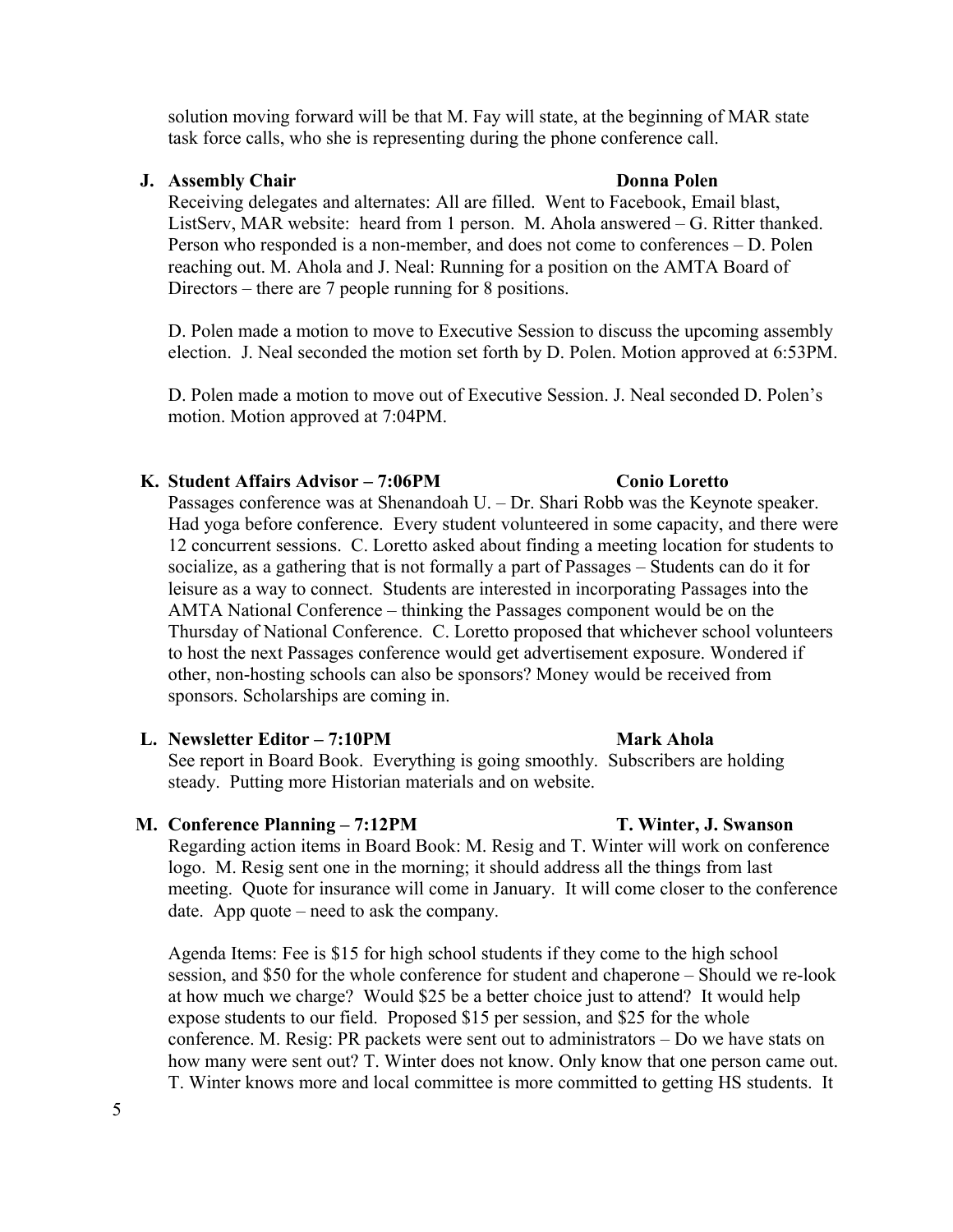solution moving forward will be that M. Fay will state, at the beginning of MAR state task force calls, who she is representing during the phone conference call.

**J. Assembly Chair** **Donna Polen**

Receiving delegates and alternates: All are filled. Went to Facebook, Email blast, ListServ, MAR website: heard from 1 person. M. Ahola answered – G. Ritter thanked. Person who responded is a non-member, and does not come to conferences – D. Polen reaching out. M. Ahola and J. Neal: Running for a position on the AMTA Board of Directors – there are 7 people running for 8 positions.

D. Polen made a motion to move to Executive Session to discuss the upcoming assembly election. J. Neal seconded the motion set forth by D. Polen. Motion approved at 6:53PM.

D. Polen made a motion to move out of Executive Session. J. Neal seconded D. Polen's motion. Motion approved at 7:04PM.

**K. Student Affairs Advisor – 7:06PM** **Conio Loretto**

Passages conference was at Shenandoah U. – Dr. Shari Robb was the Keynote speaker. Had yoga before conference. Every student volunteered in some capacity, and there were 12 concurrent sessions. C. Loretto asked about finding a meeting location for students to socialize, as a gathering that is not formally a part of Passages – Students can do it for leisure as a way to connect. Students are interested in incorporating Passages into the AMTA National Conference – thinking the Passages component would be on the Thursday of National Conference. C. Loretto proposed that whichever school volunteers to host the next Passages conference would get advertisement exposure. Wondered if other, non-hosting schools can also be sponsors? Money would be received from sponsors. Scholarships are coming in.

**L. Newsletter Editor – 7:10PM** **Mark Ahola**

See report in Board Book. Everything is going smoothly. Subscribers are holding steady. Putting more Historian materials and on website.

**M. Conference Planning – 7:12PM** **T. Winter, J. Swanson**

Regarding action items in Board Book: M. Resig and T. Winter will work on conference logo. M. Resig sent one in the morning; it should address all the things from last meeting. Quote for insurance will come in January. It will come closer to the conference date. App quote – need to ask the company.

Agenda Items: Fee is $15 for high school students if they come to the high school session, and $50 for the whole conference for student and chaperone – Should we re-look at how much we charge? Would $25 be a better choice just to attend? It would help expose students to our field. Proposed $15 per session, and $25 for the whole conference. M. Resig: PR packets were sent out to administrators – Do we have stats on how many were sent out? T. Winter does not know. Only know that one person came out. T. Winter knows more and local committee is more committed to getting HS students. It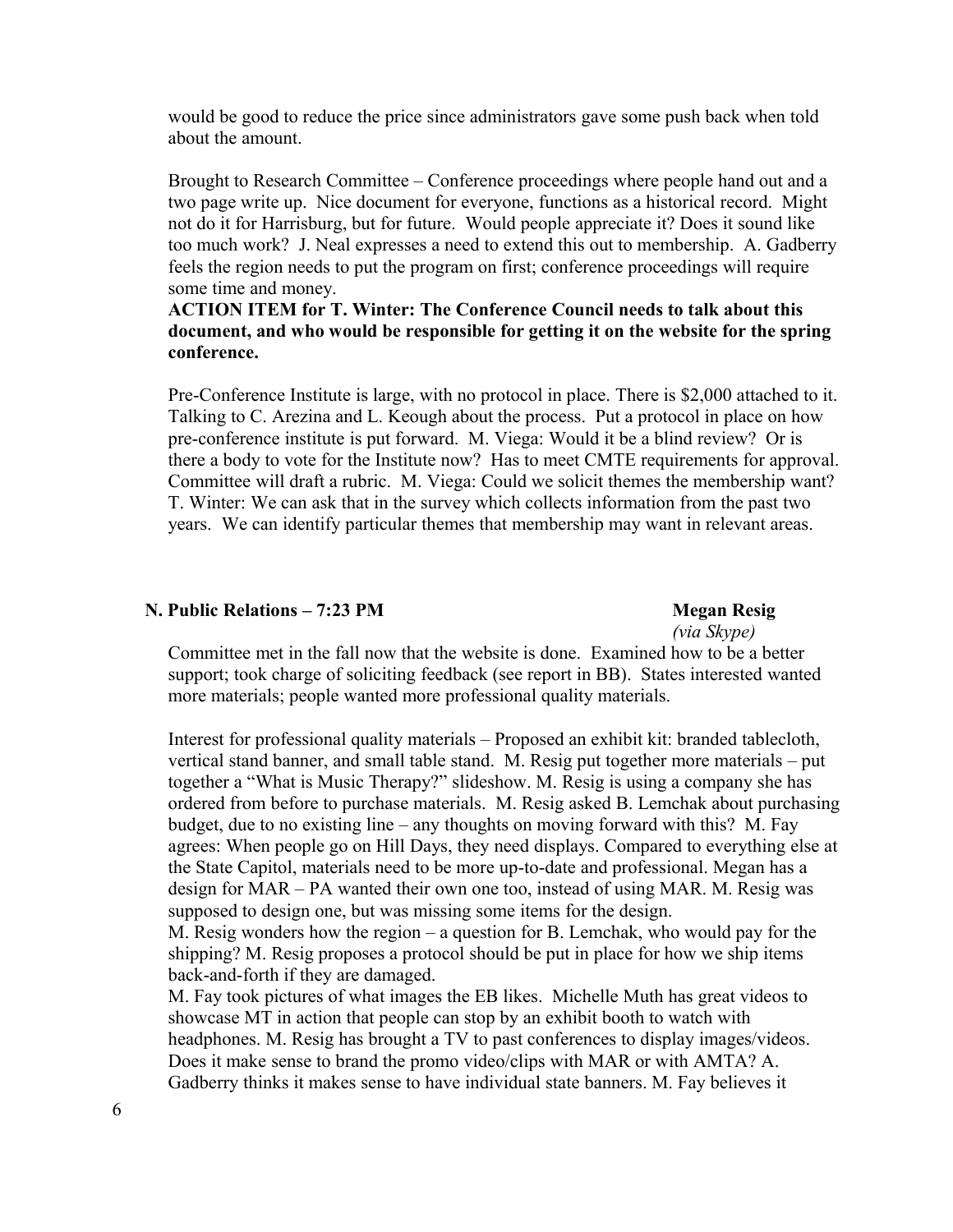would be good to reduce the price since administrators gave some push back when told about the amount.

Brought to Research Committee – Conference proceedings where people hand out and a two page write up. Nice document for everyone, functions as a historical record. Might not do it for Harrisburg, but for future. Would people appreciate it? Does it sound like too much work? J. Neal expresses a need to extend this out to membership. A. Gadberry feels the region needs to put the program on first; conference proceedings will require some time and money.

**ACTION ITEM for T. Winter: The Conference Council needs to talk about this document, and who would be responsible for getting it on the website for the spring conference.**

Pre-Conference Institute is large, with no protocol in place. There is $2,000 attached to it. Talking to C. Arezina and L. Keough about the process. Put a protocol in place on how pre-conference institute is put forward. M. Viega: Would it be a blind review? Or is there a body to vote for the Institute now? Has to meet CMTE requirements for approval. Committee will draft a rubric. M. Viega: Could we solicit themes the membership want? T. Winter: We can ask that in the survey which collects information from the past two years. We can identify particular themes that membership may want in relevant areas.

**N. Public Relations – 7:23 PM** **Megan Resig** *(via Skype)*

Committee met in the fall now that the website is done. Examined how to be a better support; took charge of soliciting feedback (see report in BB). States interested wanted more materials; people wanted more professional quality materials.

Interest for professional quality materials – Proposed an exhibit kit: branded tablecloth, vertical stand banner, and small table stand. M. Resig put together more materials – put together a "What is Music Therapy?" slideshow. M. Resig is using a company she has ordered from before to purchase materials. M. Resig asked B. Lemchak about purchasing budget, due to no existing line – any thoughts on moving forward with this? M. Fay agrees: When people go on Hill Days, they need displays. Compared to everything else at the State Capitol, materials need to be more up-to-date and professional. Megan has a design for MAR – PA wanted their own one too, instead of using MAR. M. Resig was supposed to design one, but was missing some items for the design.
M. Resig wonders how the region – a question for B. Lemchak, who would pay for the shipping? M. Resig proposes a protocol should be put in place for how we ship items back-and-forth if they are damaged.
M. Fay took pictures of what images the EB likes. Michelle Muth has great videos to showcase MT in action that people can stop by an exhibit booth to watch with headphones. M. Resig has brought a TV to past conferences to display images/videos. Does it make sense to brand the promo video/clips with MAR or with AMTA? A. Gadberry thinks it makes sense to have individual state banners. M. Fay believes it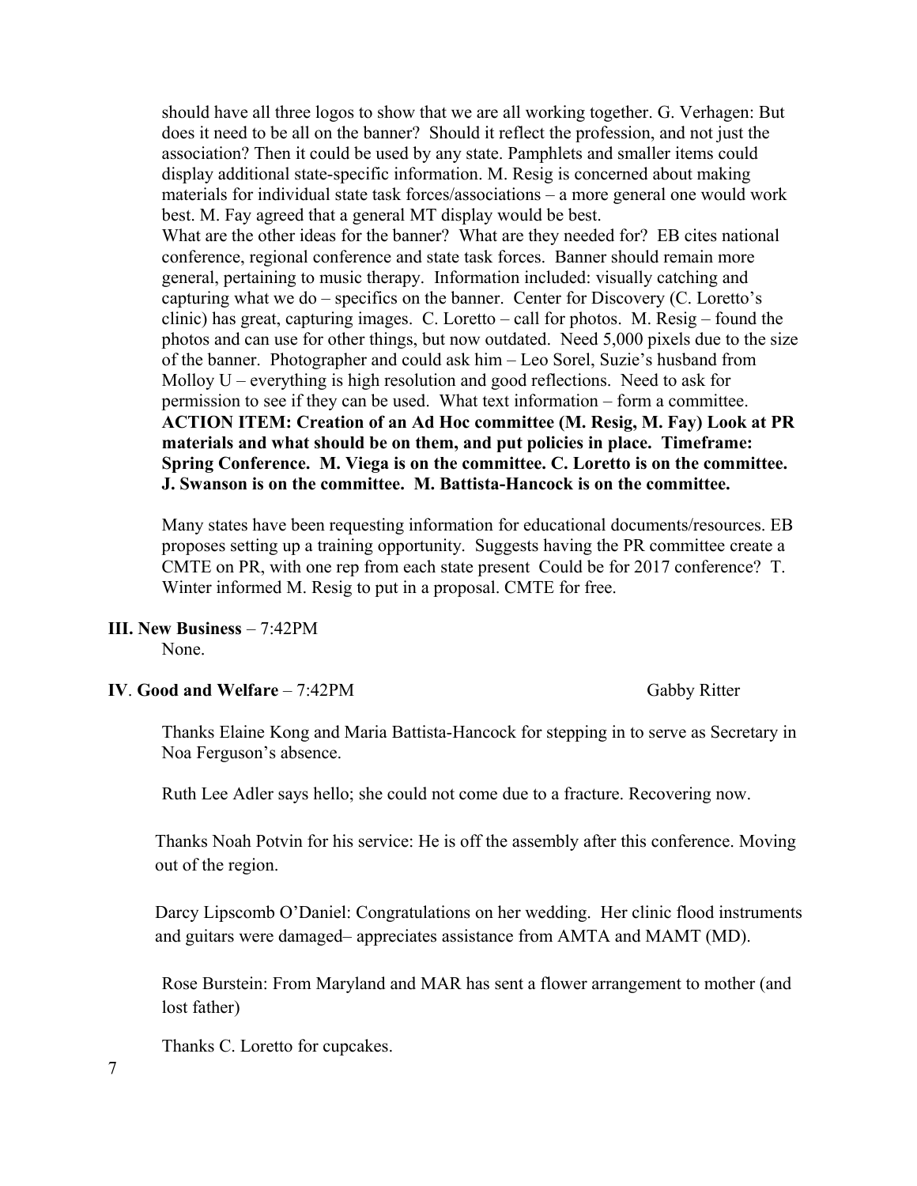should have all three logos to show that we are all working together. G. Verhagen: But does it need to be all on the banner? Should it reflect the profession, and not just the association? Then it could be used by any state. Pamphlets and smaller items could display additional state-specific information. M. Resig is concerned about making materials for individual state task forces/associations – a more general one would work best. M. Fay agreed that a general MT display would be best.

What are the other ideas for the banner? What are they needed for? EB cites national conference, regional conference and state task forces. Banner should remain more general, pertaining to music therapy. Information included: visually catching and capturing what we do – specifics on the banner. Center for Discovery (C. Loretto's clinic) has great, capturing images. C. Loretto – call for photos. M. Resig – found the photos and can use for other things, but now outdated. Need 5,000 pixels due to the size of the banner. Photographer and could ask him – Leo Sorel, Suzie's husband from Molloy U – everything is high resolution and good reflections. Need to ask for permission to see if they can be used. What text information – form a committee.
**ACTION ITEM: Creation of an Ad Hoc committee (M. Resig, M. Fay) Look at PR materials and what should be on them, and put policies in place. Timeframe: Spring Conference. M. Viega is on the committee. C. Loretto is on the committee. J. Swanson is on the committee. M. Battista-Hancock is on the committee.**

Many states have been requesting information for educational documents/resources. EB proposes setting up a training opportunity. Suggests having the PR committee create a CMTE on PR, with one rep from each state present Could be for 2017 conference? T. Winter informed M. Resig to put in a proposal. CMTE for free.

**III. New Business** – 7:42PM

None.

**IV**. **Good and Welfare** – 7:42PM Gabby Ritter

Thanks Elaine Kong and Maria Battista-Hancock for stepping in to serve as Secretary in Noa Ferguson's absence.

Ruth Lee Adler says hello; she could not come due to a fracture. Recovering now.

Thanks Noah Potvin for his service: He is off the assembly after this conference. Moving out of the region.

Darcy Lipscomb O'Daniel: Congratulations on her wedding. Her clinic flood instruments and guitars were damaged– appreciates assistance from AMTA and MAMT (MD).

Rose Burstein: From Maryland and MAR has sent a flower arrangement to mother (and lost father)

Thanks C. Loretto for cupcakes.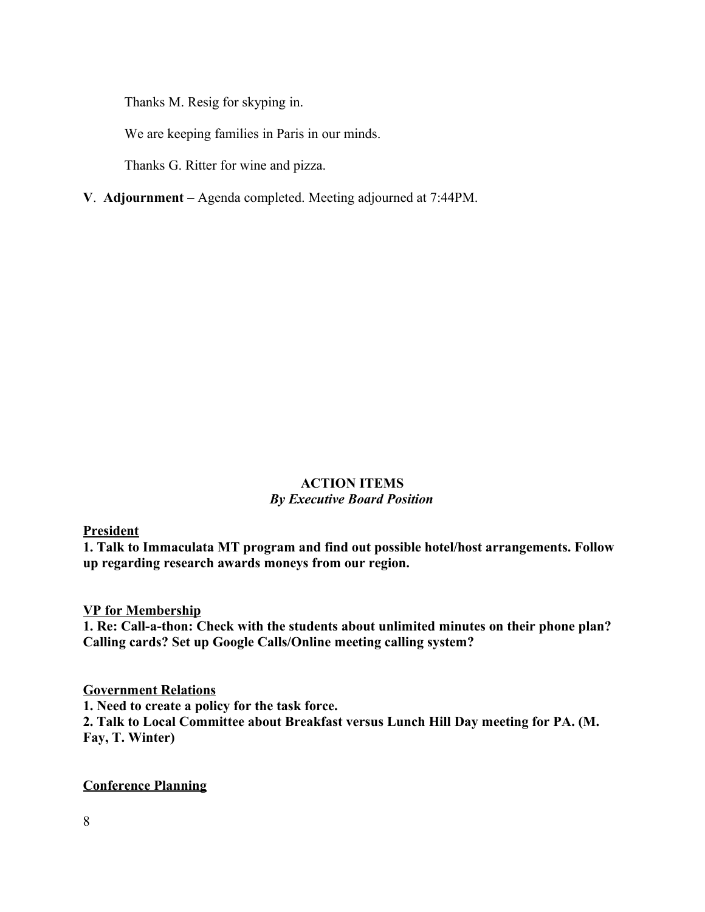Thanks M. Resig for skyping in.

We are keeping families in Paris in our minds.

Thanks G. Ritter for wine and pizza.

**V**. **Adjournment** – Agenda completed. Meeting adjourned at 7:44PM.

**ACTION ITEMS**
***By Executive Board Position***

**President**

**1. Talk to Immaculata MT program and find out possible hotel/host arrangements. Follow up regarding research awards moneys from our region.**

**VP for Membership**

**1. Re: Call-a-thon: Check with the students about unlimited minutes on their phone plan? Calling cards? Set up Google Calls/Online meeting calling system?**

**Government Relations**

**1. Need to create a policy for the task force.**
**2. Talk to Local Committee about Breakfast versus Lunch Hill Day meeting for PA. (M. Fay, T. Winter)**

**Conference Planning**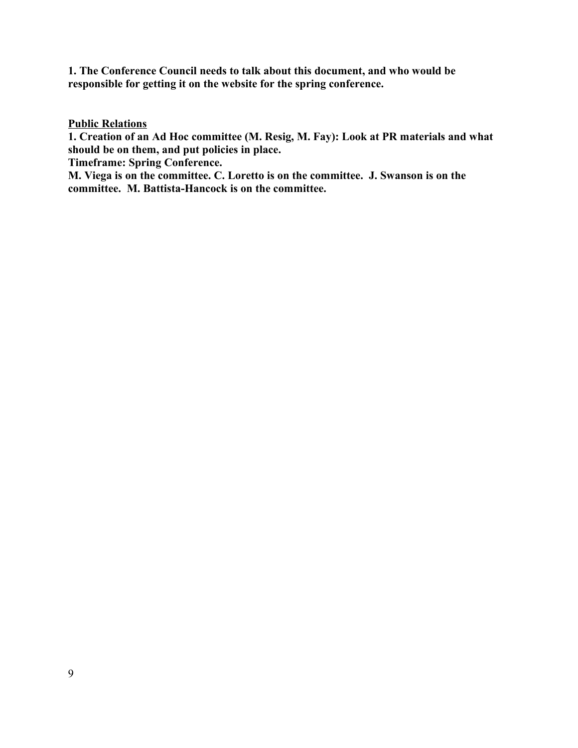**1. The Conference Council needs to talk about this document, and who would be responsible for getting it on the website for the spring conference.**

**<u>Public Relations</u>**

**1. Creation of an Ad Hoc committee (M. Resig, M. Fay): Look at PR materials and what should be on them, and put policies in place.**

**Timeframe: Spring Conference.**

**M. Viega is on the committee. C. Loretto is on the committee. J. Swanson is on the committee. M. Battista-Hancock is on the committee.**